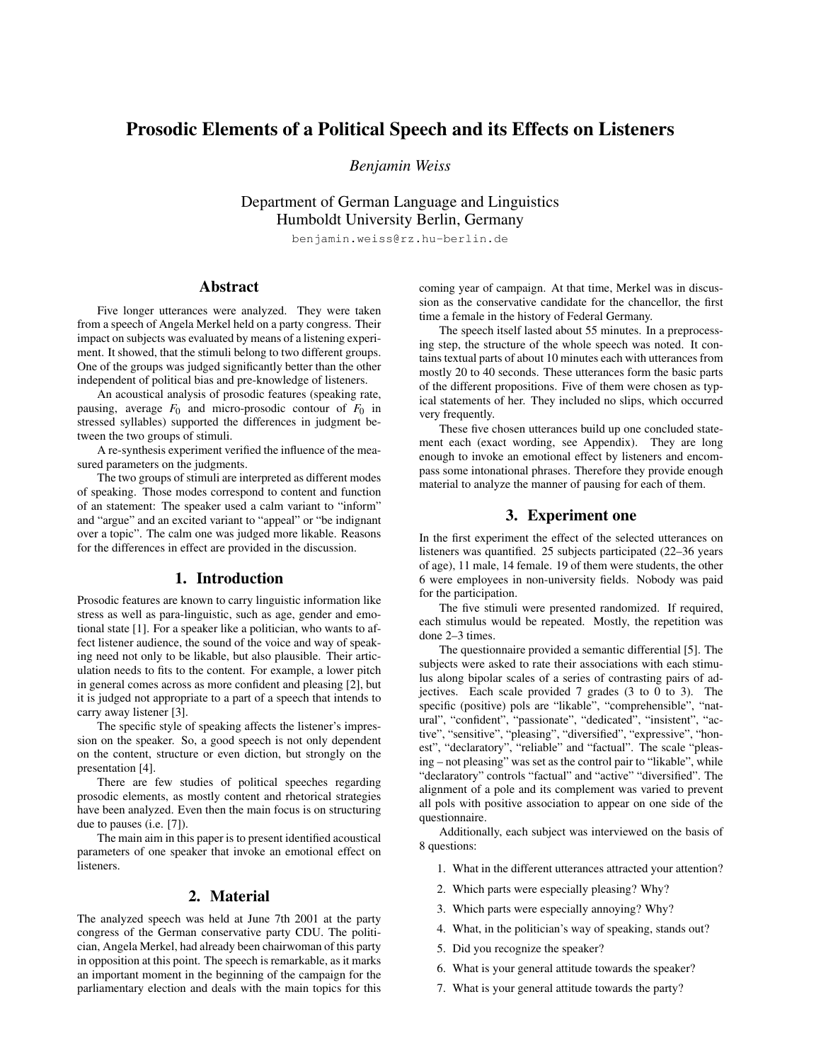# Prosodic Elements of a Political Speech and its Effects on Listeners

*Benjamin Weiss*

Department of German Language and Linguistics
Humboldt University Berlin, Germany

benjamin.weiss@rz.hu-berlin.de

## Abstract

Five longer utterances were analyzed. They were taken from a speech of Angela Merkel held on a party congress. Their impact on subjects was evaluated by means of a listening experiment. It showed, that the stimuli belong to two different groups. One of the groups was judged significantly better than the other independent of political bias and pre-knowledge of listeners.

An acoustical analysis of prosodic features (speaking rate, pausing, average $F_0$ and micro-prosodic contour of $F_0$ in stressed syllables) supported the differences in judgment between the two groups of stimuli.

A re-synthesis experiment verified the influence of the measured parameters on the judgments.

The two groups of stimuli are interpreted as different modes of speaking. Those modes correspond to content and function of an statement: The speaker used a calm variant to "inform" and "argue" and an excited variant to "appeal" or "be indignant over a topic". The calm one was judged more likable. Reasons for the differences in effect are provided in the discussion.

## 1. Introduction

Prosodic features are known to carry linguistic information like stress as well as para-linguistic, such as age, gender and emotional state [1]. For a speaker like a politician, who wants to affect listener audience, the sound of the voice and way of speaking need not only to be likable, but also plausible. Their articulation needs to fits to the content. For example, a lower pitch in general comes across as more confident and pleasing [2], but it is judged not appropriate to a part of a speech that intends to carry away listener [3].

The specific style of speaking affects the listener's impression on the speaker. So, a good speech is not only dependent on the content, structure or even diction, but strongly on the presentation [4].

There are few studies of political speeches regarding prosodic elements, as mostly content and rhetorical strategies have been analyzed. Even then the main focus is on structuring due to pauses (i.e. [7]).

The main aim in this paper is to present identified acoustical parameters of one speaker that invoke an emotional effect on listeners.

## 2. Material

The analyzed speech was held at June 7th 2001 at the party congress of the German conservative party CDU. The politician, Angela Merkel, had already been chairwoman of this party in opposition at this point. The speech is remarkable, as it marks an important moment in the beginning of the campaign for the parliamentary election and deals with the main topics for this coming year of campaign. At that time, Merkel was in discussion as the conservative candidate for the chancellor, the first time a female in the history of Federal Germany.

The speech itself lasted about 55 minutes. In a preprocessing step, the structure of the whole speech was noted. It contains textual parts of about 10 minutes each with utterances from mostly 20 to 40 seconds. These utterances form the basic parts of the different propositions. Five of them were chosen as typical statements of her. They included no slips, which occurred very frequently.

These five chosen utterances build up one concluded statement each (exact wording, see Appendix). They are long enough to invoke an emotional effect by listeners and encompass some intonational phrases. Therefore they provide enough material to analyze the manner of pausing for each of them.

## 3. Experiment one

In the first experiment the effect of the selected utterances on listeners was quantified. 25 subjects participated (22–36 years of age), 11 male, 14 female. 19 of them were students, the other 6 were employees in non-university fields. Nobody was paid for the participation.

The five stimuli were presented randomized. If required, each stimulus would be repeated. Mostly, the repetition was done 2–3 times.

The questionnaire provided a semantic differential [5]. The subjects were asked to rate their associations with each stimulus along bipolar scales of a series of contrasting pairs of adjectives. Each scale provided 7 grades (3 to 0 to 3). The specific (positive) pols are "likable", "comprehensible", "natural", "confident", "passionate", "dedicated", "insistent", "active", "sensitive", "pleasing", "diversified", "expressive", "honest", "declaratory", "reliable" and "factual". The scale "pleasing – not pleasing" was set as the control pair to "likable", while "declaratory" controls "factual" and "active" "diversified". The alignment of a pole and its complement was varied to prevent all pols with positive association to appear on one side of the questionnaire.

Additionally, each subject was interviewed on the basis of 8 questions:

1. What in the different utterances attracted your attention?
2. Which parts were especially pleasing? Why?
3. Which parts were especially annoying? Why?
4. What, in the politician's way of speaking, stands out?
5. Did you recognize the speaker?
6. What is your general attitude towards the speaker?
7. What is your general attitude towards the party?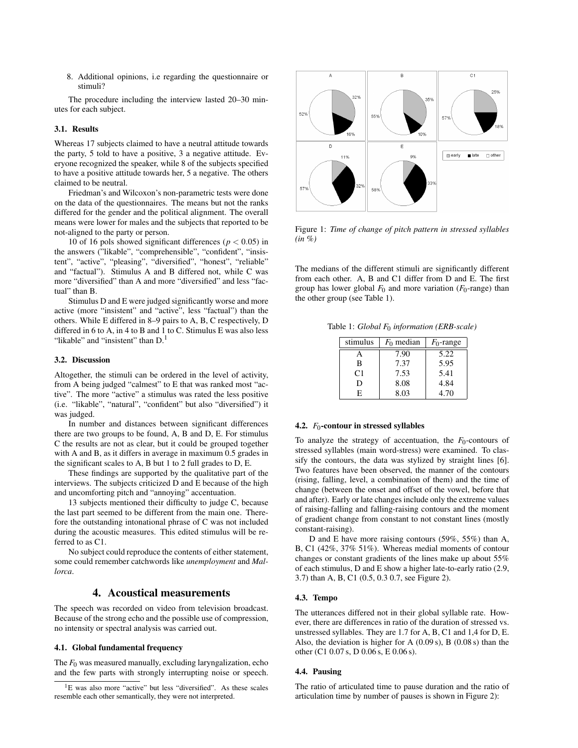8. Additional opinions, i.e regarding the questionnaire or stimuli?

The procedure including the interview lasted 20–30 minutes for each subject.

### 3.1. Results

Whereas 17 subjects claimed to have a neutral attitude towards the party, 5 told to have a positive, 3 a negative attitude. Everyone recognized the speaker, while 8 of the subjects specified to have a positive attitude towards her, 5 a negative. The others claimed to be neutral.

Friedman's and Wilcoxon's non-parametric tests were done on the data of the questionnaires. The means but not the ranks differed for the gender and the political alignment. The overall means were lower for males and the subjects that reported to be not-aligned to the party or person.

10 of 16 pols showed significant differences ($p < 0.05$) in the answers ("likable", "comprehensible", "confident", "insistent", "active", "pleasing", "diversified", "honest", "reliable" and "factual"). Stimulus A and B differed not, while C was more "diversified" than A and more "diversified" and less "factual" than B.

Stimulus D and E were judged significantly worse and more active (more "insistent" and "active", less "factual") than the others. While E differed in 8–9 pairs to A, B, C respectively, D differed in 6 to A, in 4 to B and 1 to C. Stimulus E was also less "likable" and "insistent" than D.[1]

### 3.2. Discussion

Altogether, the stimuli can be ordered in the level of activity, from A being judged "calmest" to E that was ranked most "active". The more "active" a stimulus was rated the less positive (i.e. "likable", "natural", "confident" but also "diversified") it was judged.

In number and distances between significant differences there are two groups to be found, A, B and D, E. For stimulus C the results are not as clear, but it could be grouped together with A and B, as it differs in average in maximum 0.5 grades in the significant scales to A, B but 1 to 2 full grades to D, E.

These findings are supported by the qualitative part of the interviews. The subjects criticized D and E because of the high and uncomforting pitch and "annoying" accentuation.

13 subjects mentioned their difficulty to judge C, because the last part seemed to be different from the main one. Therefore the outstanding intonational phrase of C was not included during the acoustic measures. This edited stimulus will be referred to as C1.

No subject could reproduce the contents of either statement, some could remember catchwords like *unemployment* and *Mallorca*.

## 4. Acoustical measurements

The speech was recorded on video from television broadcast. Because of the strong echo and the possible use of compression, no intensity or spectral analysis was carried out.

### 4.1. Global fundamental frequency

The $F_0$ was measured manually, excluding laryngalization, echo and the few parts with strongly interrupting noise or speech.

[1] E was also more "active" but less "diversified". As these scales resemble each other semantically, they were not interpreted.

Figure 1: *Time of change of pitch pattern in stressed syllables (in %)*

The medians of the different stimuli are significantly different from each other. A, B and C1 differ from D and E. The first group has lower global $F_0$ and more variation ($F_0$-range) than the other group (see Table 1).

Table 1: *Global $F_0$ information (ERB-scale)*

| stimulus | $F_0$ median | $F_0$-range |
|---|---|---|
| A | 7.90 | 5.22 |
| B | 7.37 | 5.95 |
| C1 | 7.53 | 5.41 |
| D | 8.08 | 4.84 |
| E | 8.03 | 4.70 |

### 4.2. $F_0$-contour in stressed syllables

To analyze the strategy of accentuation, the $F_0$-contours of stressed syllables (main word-stress) were examined. To classify the contours, the data was stylized by straight lines [6]. Two features have been observed, the manner of the contours (rising, falling, level, a combination of them) and the time of change (between the onset and offset of the vowel, before that and after). Early or late changes include only the extreme values of raising-falling and falling-raising contours and the moment of gradient change from constant to not constant lines (mostly constant-raising).

D and E have more raising contours (59%, 55%) than A, B, C1 (42%, 37% 51%). Whereas medial moments of contour changes or constant gradients of the lines make up about 55% of each stimulus, D and E show a higher late-to-early ratio (2.9, 3.7) than A, B, C1 (0.5, 0.3 0.7, see Figure 2).

### 4.3. Tempo

The utterances differed not in their global syllable rate. However, there are differences in ratio of the duration of stressed vs. unstressed syllables. They are 1.7 for A, B, C1 and 1,4 for D, E. Also, the deviation is higher for A (0.09 s), B (0.08 s) than the other (C1 0.07 s, D 0.06 s, E 0.06 s).

### 4.4. Pausing

The ratio of articulated time to pause duration and the ratio of articulation time by number of pauses is shown in Figure 2):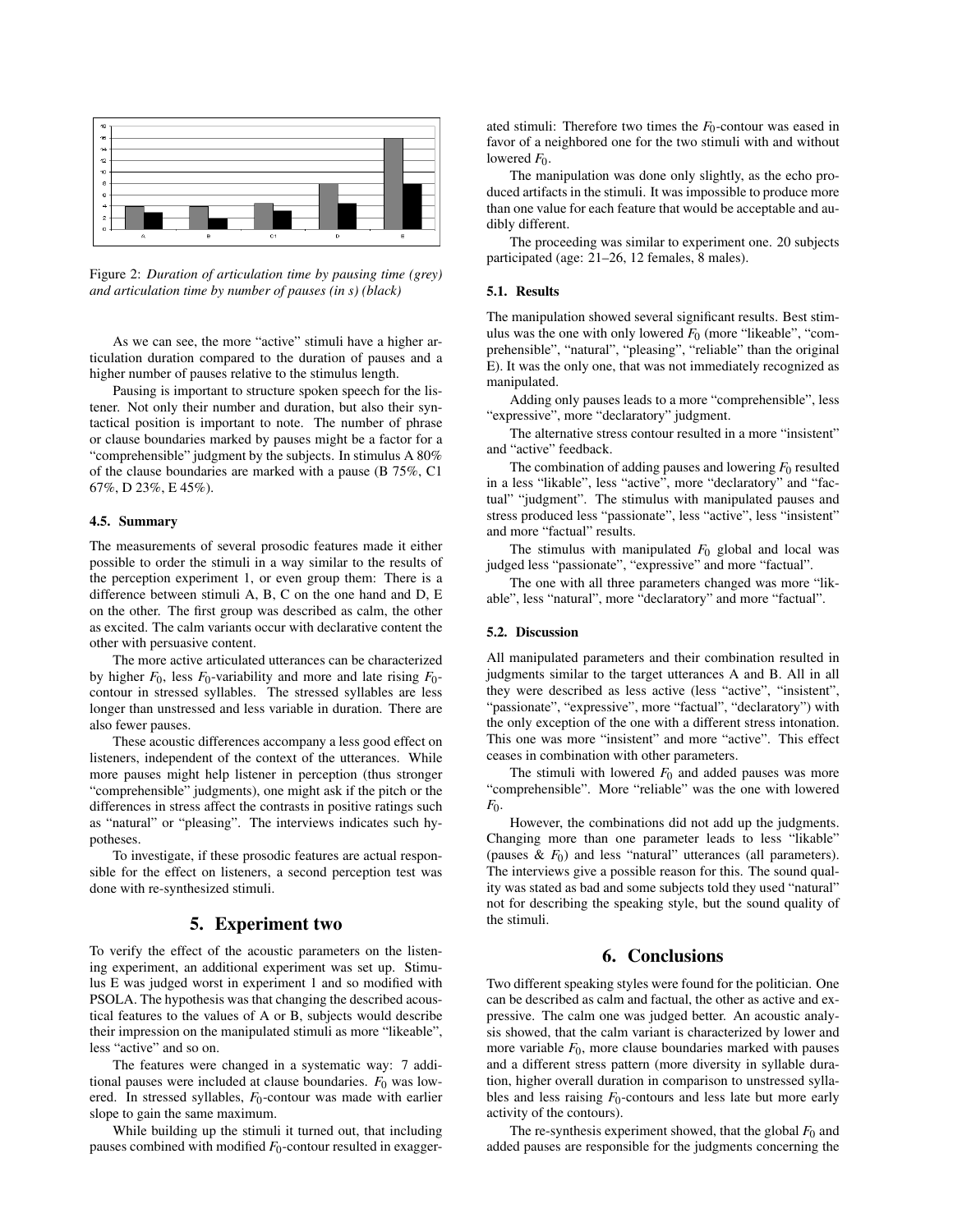Figure 2: *Duration of articulation time by pausing time (grey) and articulation time by number of pauses (in s) (black)*

As we can see, the more "active" stimuli have a higher articulation duration compared to the duration of pauses and a higher number of pauses relative to the stimulus length.

Pausing is important to structure spoken speech for the listener. Not only their number and duration, but also their syntactical position is important to note. The number of phrase or clause boundaries marked by pauses might be a factor for a "comprehensible" judgment by the subjects. In stimulus A 80% of the clause boundaries are marked with a pause (B 75%, C1 67%, D 23%, E 45%).

### 4.5. Summary

The measurements of several prosodic features made it either possible to order the stimuli in a way similar to the results of the perception experiment 1, or even group them: There is a difference between stimuli A, B, C on the one hand and D, E on the other. The first group was described as calm, the other as excited. The calm variants occur with declarative content the other with persuasive content.

The more active articulated utterances can be characterized by higher $F_0$, less $F_0$-variability and more and late rising $F_0$-contour in stressed syllables. The stressed syllables are less longer than unstressed and less variable in duration. There are also fewer pauses.

These acoustic differences accompany a less good effect on listeners, independent of the context of the utterances. While more pauses might help listener in perception (thus stronger "comprehensible" judgments), one might ask if the pitch or the differences in stress affect the contrasts in positive ratings such as "natural" or "pleasing". The interviews indicates such hypotheses.

To investigate, if these prosodic features are actual responsible for the effect on listeners, a second perception test was done with re-synthesized stimuli.

## 5. Experiment two

To verify the effect of the acoustic parameters on the listening experiment, an additional experiment was set up. Stimulus E was judged worst in experiment 1 and so modified with PSOLA. The hypothesis was that changing the described acoustical features to the values of A or B, subjects would describe their impression on the manipulated stimuli as more "likeable", less "active" and so on.

The features were changed in a systematic way: 7 additional pauses were included at clause boundaries. $F_0$ was lowered. In stressed syllables, $F_0$-contour was made with earlier slope to gain the same maximum.

While building up the stimuli it turned out, that including pauses combined with modified $F_0$-contour resulted in exaggerated stimuli: Therefore two times the $F_0$-contour was eased in favor of a neighbored one for the two stimuli with and without lowered $F_0$.

The manipulation was done only slightly, as the echo produced artifacts in the stimuli. It was impossible to produce more than one value for each feature that would be acceptable and audibly different.

The proceeding was similar to experiment one. 20 subjects participated (age: 21–26, 12 females, 8 males).

### 5.1. Results

The manipulation showed several significant results. Best stimulus was the one with only lowered $F_0$ (more "likeable", "comprehensible", "natural", "pleasing", "reliable" than the original E). It was the only one, that was not immediately recognized as manipulated.

Adding only pauses leads to a more "comprehensible", less "expressive", more "declaratory" judgment.

The alternative stress contour resulted in a more "insistent" and "active" feedback.

The combination of adding pauses and lowering $F_0$ resulted in a less "likable", less "active", more "declaratory" and "factual" "judgment". The stimulus with manipulated pauses and stress produced less "passionate", less "active", less "insistent" and more "factual" results.

The stimulus with manipulated $F_0$ global and local was judged less "passionate", "expressive" and more "factual".

The one with all three parameters changed was more "likable", less "natural", more "declaratory" and more "factual".

### 5.2. Discussion

All manipulated parameters and their combination resulted in judgments similar to the target utterances A and B. All in all they were described as less active (less "active", "insistent", "passionate", "expressive", more "factual", "declaratory") with the only exception of the one with a different stress intonation. This one was more "insistent" and more "active". This effect ceases in combination with other parameters.

The stimuli with lowered $F_0$ and added pauses was more "comprehensible". More "reliable" was the one with lowered $F_0$.

However, the combinations did not add up the judgments. Changing more than one parameter leads to less "likable" (pauses & $F_0$) and less "natural" utterances (all parameters). The interviews give a possible reason for this. The sound quality was stated as bad and some subjects told they used "natural" not for describing the speaking style, but the sound quality of the stimuli.

## 6. Conclusions

Two different speaking styles were found for the politician. One can be described as calm and factual, the other as active and expressive. The calm one was judged better. An acoustic analysis showed, that the calm variant is characterized by lower and more variable $F_0$, more clause boundaries marked with pauses and a different stress pattern (more diversity in syllable duration, higher overall duration in comparison to unstressed syllables and less raising $F_0$-contours and less late but more early activity of the contours).

The re-synthesis experiment showed, that the global $F_0$ and added pauses are responsible for the judgments concerning the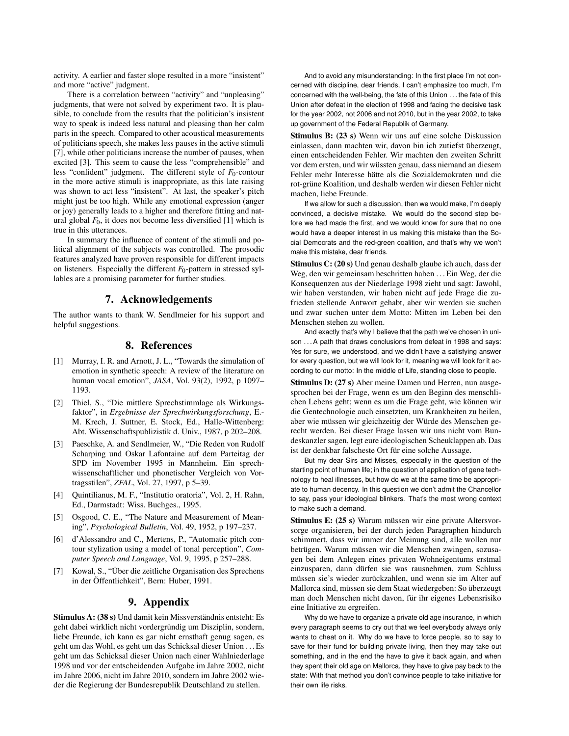activity. A earlier and faster slope resulted in a more "insistent" and more "active" judgment.

There is a correlation between "activity" and "unpleasing" judgments, that were not solved by experiment two. It is plausible, to conclude from the results that the politician's insistent way to speak is indeed less natural and pleasing than her calm parts in the speech. Compared to other acoustical measurements of politicians speech, she makes less pauses in the active stimuli [7], while other politicians increase the number of pauses, when excited [3]. This seem to cause the less "comprehensible" and less "confident" judgment. The different style of $F_0$-contour in the more active stimuli is inappropriate, as this late raising was shown to act less "insistent". At last, the speaker's pitch might just be too high. While any emotional expression (anger or joy) generally leads to a higher and therefore fitting and natural global $F_0$, it does not become less diversified [1] which is true in this utterances.

In summary the influence of content of the stimuli and political alignment of the subjects was controlled. The prosodic features analyzed have proven responsible for different impacts on listeners. Especially the different $F_0$-pattern in stressed syllables are a promising parameter for further studies.

## 7. Acknowledgements

The author wants to thank W. Sendlmeier for his support and helpful suggestions.

## 8. References

[1] Murray, I. R. and Arnott, J. L., "Towards the simulation of emotion in synthetic speech: A review of the literature on human vocal emotion", *JASA*, Vol. 93(2), 1992, p 1097–1193.

[2] Thiel, S., "Die mittlere Sprechstimmlage als Wirkungsfaktor", in *Ergebnisse der Sprechwirkungsforschung*, E.-M. Krech, J. Suttner, E. Stock, Ed., Halle-Wittenberg: Abt. Wissenschaftspublizistik d. Univ., 1987, p 202–208.

[3] Paeschke, A. and Sendlmeier, W., "Die Reden von Rudolf Scharping und Oskar Lafontaine auf dem Parteitag der SPD im November 1995 in Mannheim. Ein sprechwissenschaftlicher und phonetischer Vergleich von Vortragsstilen", *ZFAL*, Vol. 27, 1997, p 5–39.

[4] Quintilianus, M. F., "Institutio oratoria", Vol. 2, H. Rahn, Ed., Darmstadt: Wiss. Buchges., 1995.

[5] Osgood, C. E., "The Nature and Measurement of Meaning", *Psychological Bulletin*, Vol. 49, 1952, p 197–237.

[6] d'Alessandro and C., Mertens, P., "Automatic pitch contour stylization using a model of tonal perception", *Computer Speech and Language*, Vol. 9, 1995, p 257–288.

[7] Kowal, S., "Über die zeitliche Organisation des Sprechens in der Öffentlichkeit", Bern: Huber, 1991.

## 9. Appendix

**Stimulus A: (38 s)** Und damit kein Missverständnis entsteht: Es geht dabei wirklich nicht vordergründig um Disziplin, sondern, liebe Freunde, ich kann es gar nicht ernsthaft genug sagen, es geht um das Wohl, es geht um das Schicksal dieser Union . . . Es geht um das Schicksal dieser Union nach einer Wahlniederlage 1998 und vor der entscheidenden Aufgabe im Jahre 2002, nicht im Jahre 2006, nicht im Jahre 2010, sondern im Jahre 2002 wieder die Regierung der Bundesrepublik Deutschland zu stellen.

And to avoid any misunderstanding: In the first place I'm not concerned with discipline, dear friends, I can't emphasize too much, I'm concerned with the well-being, the fate of this Union . . . the fate of this Union after defeat in the election of 1998 and facing the decisive task for the year 2002, not 2006 and not 2010, but in the year 2002, to take up government of the Federal Republic of Germany.

**Stimulus B: (23 s)** Wenn wir uns auf eine solche Diskussion einlassen, dann machten wir, davon bin ich zutiefst überzeugt, einen entscheidenden Fehler. Wir machten den zweiten Schritt vor dem ersten, und wir wüssten genau, dass niemand an diesem Fehler mehr Interesse hätte als die Sozialdemokraten und die rot-grüne Koalition, und deshalb werden wir diesen Fehler nicht machen, liebe Freunde.

If we allow for such a discussion, then we would make, I'm deeply convinced, a decisive mistake. We would do the second step before we had made the first, and we would know for sure that no one would have a deeper interest in us making this mistake than the Social Democrats and the red-green coalition, and that's why we won't make this mistake, dear friends.

**Stimulus C: (20 s)** Und genau deshalb glaube ich auch, dass der Weg, den wir gemeinsam beschritten haben . . . Ein Weg, der die Konsequenzen aus der Niederlage 1998 zieht und sagt: Jawohl, wir haben verstanden, wir haben nicht auf jede Frage die zufrieden stellende Antwort gehabt, aber wir werden sie suchen und zwar suchen unter dem Motto: Mitten im Leben bei den Menschen stehen zu wollen.

And exactly that's why I believe that the path we've chosen in unison . . . A path that draws conclusions from defeat in 1998 and says: Yes for sure, we understood, and we didn't have a satisfying answer for every question, but we will look for it, meaning we will look for it according to our motto: In the middle of Life, standing close to people.

**Stimulus D: (27 s)** Aber meine Damen und Herren, nun ausgesprochen bei der Frage, wenn es um den Beginn des menschlichen Lebens geht; wenn es um die Frage geht, wie können wir die Gentechnologie auch einsetzten, um Krankheiten zu heilen, aber wie müssen wir gleichzeitig der Würde des Menschen gerecht werden. Bei dieser Frage lassen wir uns nicht vom Bundeskanzler sagen, legt eure ideologischen Scheuklappen ab. Das ist der denkbar falscheste Ort für eine solche Aussage.

But my dear Sirs and Misses, especially in the question of the starting point of human life; in the question of application of gene technology to heal illnesses, but how do we at the same time be appropriate to human decency. In this question we don't admit the Chancellor to say, pass your ideological blinkers. That's the most wrong context to make such a demand.

**Stimulus E: (25 s)** Warum müssen wir eine private Altersvorsorge organisieren, bei der durch jeden Paragraphen hindurch schimmert, dass wir immer der Meinung sind, alle wollen nur betrügen. Warum müssen wir die Menschen zwingen, sozusagen bei dem Anlegen eines privaten Wohneigentums erstmal einzusparen, dann dürfen sie was rausnehmen, zum Schluss müssen sie's wieder zurückzahlen, und wenn sie im Alter auf Mallorca sind, müssen sie dem Staat wiedergeben: So überzeugt man doch Menschen nicht davon, für ihr eigenes Lebensrisiko eine Initiative zu ergreifen.

Why do we have to organize a private old age insurance, in which every paragraph seems to cry out that we feel everybody always only wants to cheat on it. Why do we have to force people, so to say to save for their fund for building private living, then they may take out something, and in the end the have to give it back again, and when they spent their old age on Mallorca, they have to give pay back to the state: With that method you don't convince people to take initiative for their own life risks.